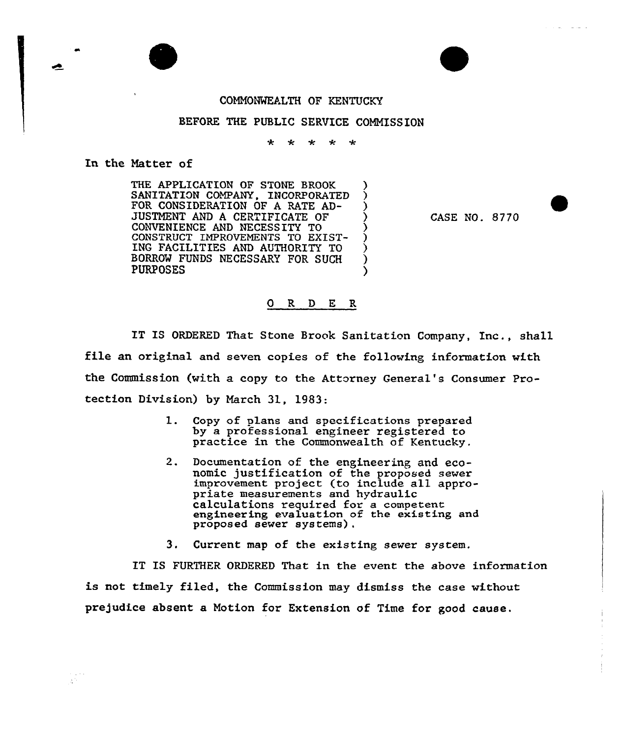COMMONWEALTH OF KENTUCKY

BEFORE THE PUBLIC SERVICE COMMISSION

\* \* \* \* \*

In the Matter of

THE APPLICATION OF STONE BROOK SANITATION COMPANY, INCORPORATED FOR CONSIDERATION OF A RATE ADJUSTMENT AND A CERTIFICATE OF CONVENIENCE AND NECESSITY TO CONSTRUCT IMPROVEMENTS TO EXISTING FACILITIES AND AUTHORITY TO BORROW FUNDS NECESSARY FOR SUCH PURPOSES

CASE NO. 8770

# O R D E R

IT IS ORDERED That Stone Brook Sanitation Company, Inc., shall file an original and seven copies of the following information with the Commission (with a copy to the Attorney General's Consumer Protection Division) by March 31, 1983:

1. Copy of plans and specifications prepared by a professional engineer registered to practice in the Commonwealth of Kentucky.
2. Documentation of the engineering and economic justification of the proposed sewer improvement project (to include all appropriate measurements and hydraulic calculations required for a competent engineering evaluation of the existing and proposed sewer systems).
3. Current map of the existing sewer system.

IT IS FURTHER ORDERED That in the event the above information is not timely filed, the Commission may dismiss the case without prejudice absent a Motion for Extension of Time for good cause.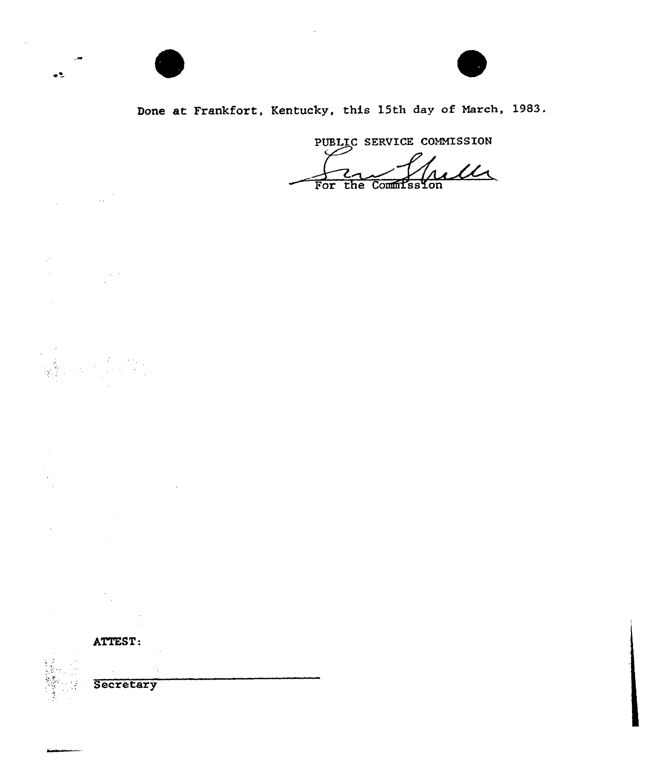Done at Frankfort, Kentucky, this 15th day of March, 1983.

PUBLIC SERVICE COMMISSION

For the Commission

ATTEST:

Secretary